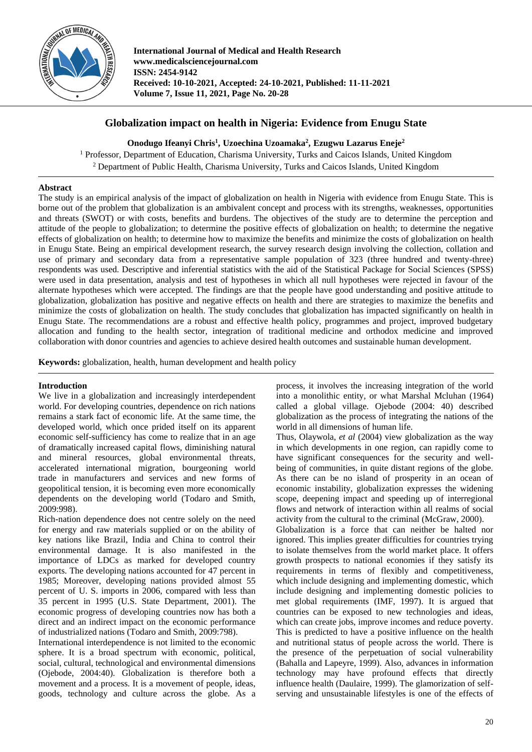International Journal of Medical and Health Research
www.medicalsciencejournal.com
ISSN: 2454-9142
Received: 10-10-2021, Accepted: 24-10-2021, Published: 11-11-2021
Volume 7, Issue 11, 2021, Page No. 20-28

# Globalization impact on health in Nigeria: Evidence from Enugu State

**Onodugo Ifeanyi Chris[1], Uzoechina Uzoamaka[2], Ezugwu Lazarus Eneje[2]**

[1] Professor, Department of Education, Charisma University, Turks and Caicos Islands, United Kingdom
[2] Department of Public Health, Charisma University, Turks and Caicos Islands, United Kingdom

## Abstract

The study is an empirical analysis of the impact of globalization on health in Nigeria with evidence from Enugu State. This is borne out of the problem that globalization is an ambivalent concept and process with its strengths, weaknesses, opportunities and threats (SWOT) or with costs, benefits and burdens. The objectives of the study are to determine the perception and attitude of the people to globalization; to determine the positive effects of globalization on health; to determine the negative effects of globalization on health; to determine how to maximize the benefits and minimize the costs of globalization on health in Enugu State. Being an empirical development research, the survey research design involving the collection, collation and use of primary and secondary data from a representative sample population of 323 (three hundred and twenty-three) respondents was used. Descriptive and inferential statistics with the aid of the Statistical Package for Social Sciences (SPSS) were used in data presentation, analysis and test of hypotheses in which all null hypotheses were rejected in favour of the alternate hypotheses which were accepted. The findings are that the people have good understanding and positive attitude to globalization, globalization has positive and negative effects on health and there are strategies to maximize the benefits and minimize the costs of globalization on health. The study concludes that globalization has impacted significantly on health in Enugu State. The recommendations are a robust and effective health policy, programmes and project, improved budgetary allocation and funding to the health sector, integration of traditional medicine and orthodox medicine and improved collaboration with donor countries and agencies to achieve desired health outcomes and sustainable human development.

**Keywords:** globalization, health, human development and health policy

## Introduction

We live in a globalization and increasingly interdependent world. For developing countries, dependence on rich nations remains a stark fact of economic life. At the same time, the developed world, which once prided itself on its apparent economic self-sufficiency has come to realize that in an age of dramatically increased capital flows, diminishing natural and mineral resources, global environmental threats, accelerated international migration, bourgeoning world trade in manufacturers and services and new forms of geopolitical tension, it is becoming even more economically dependents on the developing world (Todaro and Smith, 2009:998).

Rich-nation dependence does not centre solely on the need for energy and raw materials supplied or on the ability of key nations like Brazil, India and China to control their environmental damage. It is also manifested in the importance of LDCs as marked for developed country exports. The developing nations accounted for 47 percent in 1985; Moreover, developing nations provided almost 55 percent of U. S. imports in 2006, compared with less than 35 percent in 1995 (U.S. State Department, 2001). The economic progress of developing countries now has both a direct and an indirect impact on the economic performance of industrialized nations (Todaro and Smith, 2009:798).

International interdependence is not limited to the economic sphere. It is a broad spectrum with economic, political, social, cultural, technological and environmental dimensions (Ojebode, 2004:40). Globalization is therefore both a movement and a process. It is a movement of people, ideas, goods, technology and culture across the globe. As a process, it involves the increasing integration of the world into a monolithic entity, or what Marshal Mcluhan (1964) called a global village. Ojebode (2004: 40) described globalization as the process of integrating the nations of the world in all dimensions of human life.

Thus, Olaywola, *et al* (2004) view globalization as the way in which developments in one region, can rapidly come to have significant consequences for the security and well-being of communities, in quite distant regions of the globe. As there can be no island of prosperity in an ocean of economic instability, globalization expresses the widening scope, deepening impact and speeding up of interregional flows and network of interaction within all realms of social activity from the cultural to the criminal (McGraw, 2000).

Globalization is a force that can neither be halted nor ignored. This implies greater difficulties for countries trying to isolate themselves from the world market place. It offers growth prospects to national economies if they satisfy its requirements in terms of flexibly and competitiveness, which include designing and implementing domestic, which include designing and implementing domestic policies to met global requirements (IMF, 1997). It is argued that countries can be exposed to new technologies and ideas, which can create jobs, improve incomes and reduce poverty. This is predicted to have a positive influence on the health and nutritional status of people across the world. There is the presence of the perpetuation of social vulnerability (Bahalla and Lapeyre, 1999). Also, advances in information technology may have profound effects that directly influence health (Daulaire, 1999). The glamorization of self-serving and unsustainable lifestyles is one of the effects of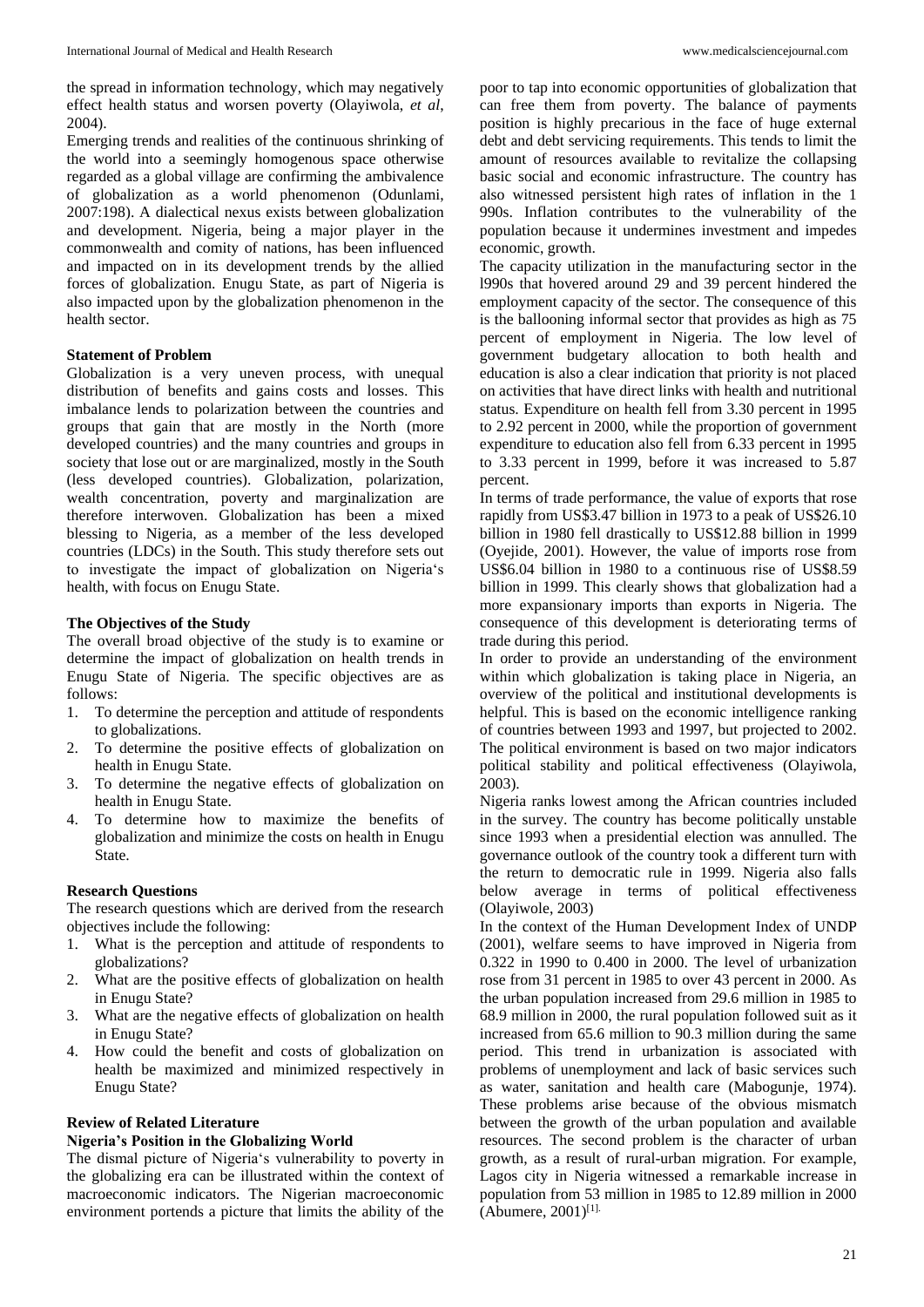the spread in information technology, which may negatively effect health status and worsen poverty (Olayiwola, *et al*, 2004).

Emerging trends and realities of the continuous shrinking of the world into a seemingly homogenous space otherwise regarded as a global village are confirming the ambivalence of globalization as a world phenomenon (Odunlami, 2007:198). A dialectical nexus exists between globalization and development. Nigeria, being a major player in the commonwealth and comity of nations, has been influenced and impacted on in its development trends by the allied forces of globalization. Enugu State, as part of Nigeria is also impacted upon by the globalization phenomenon in the health sector.

**Statement of Problem**

Globalization is a very uneven process, with unequal distribution of benefits and gains costs and losses. This imbalance lends to polarization between the countries and groups that gain that are mostly in the North (more developed countries) and the many countries and groups in society that lose out or are marginalized, mostly in the South (less developed countries). Globalization, polarization, wealth concentration, poverty and marginalization are therefore interwoven. Globalization has been a mixed blessing to Nigeria, as a member of the less developed countries (LDCs) in the South. This study therefore sets out to investigate the impact of globalization on Nigeria's health, with focus on Enugu State.

**The Objectives of the Study**

The overall broad objective of the study is to examine or determine the impact of globalization on health trends in Enugu State of Nigeria. The specific objectives are as follows:

1. To determine the perception and attitude of respondents to globalizations.
2. To determine the positive effects of globalization on health in Enugu State.
3. To determine the negative effects of globalization on health in Enugu State.
4. To determine how to maximize the benefits of globalization and minimize the costs on health in Enugu State.

**Research Questions**

The research questions which are derived from the research objectives include the following:

1. What is the perception and attitude of respondents to globalizations?
2. What are the positive effects of globalization on health in Enugu State?
3. What are the negative effects of globalization on health in Enugu State?
4. How could the benefit and costs of globalization on health be maximized and minimized respectively in Enugu State?

**Review of Related Literature**

**Nigeria's Position in the Globalizing World**

The dismal picture of Nigeria's vulnerability to poverty in the globalizing era can be illustrated within the context of macroeconomic indicators. The Nigerian macroeconomic environment portends a picture that limits the ability of the poor to tap into economic opportunities of globalization that can free them from poverty. The balance of payments position is highly precarious in the face of huge external debt and debt servicing requirements. This tends to limit the amount of resources available to revitalize the collapsing basic social and economic infrastructure. The country has also witnessed persistent high rates of inflation in the 1 990s. Inflation contributes to the vulnerability of the population because it undermines investment and impedes economic, growth.

The capacity utilization in the manufacturing sector in the l990s that hovered around 29 and 39 percent hindered the employment capacity of the sector. The consequence of this is the ballooning informal sector that provides as high as 75 percent of employment in Nigeria. The low level of government budgetary allocation to both health and education is also a clear indication that priority is not placed on activities that have direct links with health and nutritional status. Expenditure on health fell from 3.30 percent in 1995 to 2.92 percent in 2000, while the proportion of government expenditure to education also fell from 6.33 percent in 1995 to 3.33 percent in 1999, before it was increased to 5.87 percent.

In terms of trade performance, the value of exports that rose rapidly from US$3.47 billion in 1973 to a peak of US$26.10 billion in 1980 fell drastically to US$12.88 billion in 1999 (Oyejide, 2001). However, the value of imports rose from US$6.04 billion in 1980 to a continuous rise of US$8.59 billion in 1999. This clearly shows that globalization had a more expansionary imports than exports in Nigeria. The consequence of this development is deteriorating terms of trade during this period.

In order to provide an understanding of the environment within which globalization is taking place in Nigeria, an overview of the political and institutional developments is helpful. This is based on the economic intelligence ranking of countries between 1993 and 1997, but projected to 2002. The political environment is based on two major indicators political stability and political effectiveness (Olayiwola, 2003).

Nigeria ranks lowest among the African countries included in the survey. The country has become politically unstable since 1993 when a presidential election was annulled. The governance outlook of the country took a different turn with the return to democratic rule in 1999. Nigeria also falls below average in terms of political effectiveness (Olayiwole, 2003)

In the context of the Human Development Index of UNDP (2001), welfare seems to have improved in Nigeria from 0.322 in 1990 to 0.400 in 2000. The level of urbanization rose from 31 percent in 1985 to over 43 percent in 2000. As the urban population increased from 29.6 million in 1985 to 68.9 million in 2000, the rural population followed suit as it increased from 65.6 million to 90.3 million during the same period. This trend in urbanization is associated with problems of unemployment and lack of basic services such as water, sanitation and health care (Mabogunje, 1974). These problems arise because of the obvious mismatch between the growth of the urban population and available resources. The second problem is the character of urban growth, as a result of rural-urban migration. For example, Lagos city in Nigeria witnessed a remarkable increase in population from 53 million in 1985 to 12.89 million in 2000 (Abumere, 2001)[1].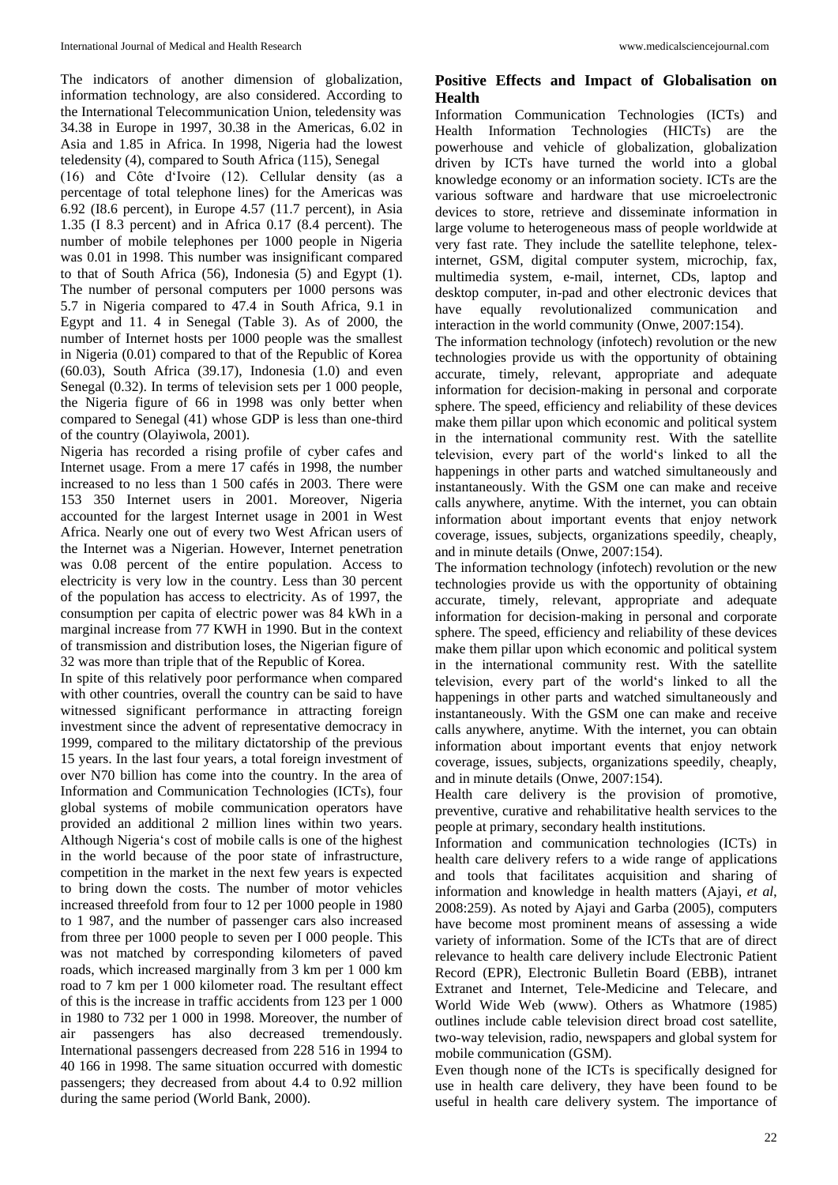The indicators of another dimension of globalization, information technology, are also considered. According to the International Telecommunication Union, teledensity was 34.38 in Europe in 1997, 30.38 in the Americas, 6.02 in Asia and 1.85 in Africa. In 1998, Nigeria had the lowest teledensity (4), compared to South Africa (115), Senegal (16) and Côte d'Ivoire (12). Cellular density (as a percentage of total telephone lines) for the Americas was 6.92 (I8.6 percent), in Europe 4.57 (11.7 percent), in Asia 1.35 (I 8.3 percent) and in Africa 0.17 (8.4 percent). The number of mobile telephones per 1000 people in Nigeria was 0.01 in 1998. This number was insignificant compared to that of South Africa (56), Indonesia (5) and Egypt (1). The number of personal computers per 1000 persons was 5.7 in Nigeria compared to 47.4 in South Africa, 9.1 in Egypt and 11. 4 in Senegal (Table 3). As of 2000, the number of Internet hosts per 1000 people was the smallest in Nigeria (0.01) compared to that of the Republic of Korea (60.03), South Africa (39.17), Indonesia (1.0) and even Senegal (0.32). In terms of television sets per 1 000 people, the Nigeria figure of 66 in 1998 was only better when compared to Senegal (41) whose GDP is less than one-third of the country (Olayiwola, 2001).

Nigeria has recorded a rising profile of cyber cafes and Internet usage. From a mere 17 cafés in 1998, the number increased to no less than 1 500 cafés in 2003. There were 153 350 Internet users in 2001. Moreover, Nigeria accounted for the largest Internet usage in 2001 in West Africa. Nearly one out of every two West African users of the Internet was a Nigerian. However, Internet penetration was 0.08 percent of the entire population. Access to electricity is very low in the country. Less than 30 percent of the population has access to electricity. As of 1997, the consumption per capita of electric power was 84 kWh in a marginal increase from 77 KWH in 1990. But in the context of transmission and distribution loses, the Nigerian figure of 32 was more than triple that of the Republic of Korea.

In spite of this relatively poor performance when compared with other countries, overall the country can be said to have witnessed significant performance in attracting foreign investment since the advent of representative democracy in 1999, compared to the military dictatorship of the previous 15 years. In the last four years, a total foreign investment of over N70 billion has come into the country. In the area of Information and Communication Technologies (ICTs), four global systems of mobile communication operators have provided an additional 2 million lines within two years. Although Nigeria's cost of mobile calls is one of the highest in the world because of the poor state of infrastructure, competition in the market in the next few years is expected to bring down the costs. The number of motor vehicles increased threefold from four to 12 per 1000 people in 1980 to 1 987, and the number of passenger cars also increased from three per 1000 people to seven per I 000 people. This was not matched by corresponding kilometers of paved roads, which increased marginally from 3 km per 1 000 km road to 7 km per 1 000 kilometer road. The resultant effect of this is the increase in traffic accidents from 123 per 1 000 in 1980 to 732 per 1 000 in 1998. Moreover, the number of air passengers has also decreased tremendously. International passengers decreased from 228 516 in 1994 to 40 166 in 1998. The same situation occurred with domestic passengers; they decreased from about 4.4 to 0.92 million during the same period (World Bank, 2000).

## Positive Effects and Impact of Globalisation on Health

Information Communication Technologies (ICTs) and Health Information Technologies (HICTs) are the powerhouse and vehicle of globalization, globalization driven by ICTs have turned the world into a global knowledge economy or an information society. ICTs are the various software and hardware that use microelectronic devices to store, retrieve and disseminate information in large volume to heterogeneous mass of people worldwide at very fast rate. They include the satellite telephone, telex-internet, GSM, digital computer system, microchip, fax, multimedia system, e-mail, internet, CDs, laptop and desktop computer, in-pad and other electronic devices that have equally revolutionalized communication and interaction in the world community (Onwe, 2007:154).

The information technology (infotech) revolution or the new technologies provide us with the opportunity of obtaining accurate, timely, relevant, appropriate and adequate information for decision-making in personal and corporate sphere. The speed, efficiency and reliability of these devices make them pillar upon which economic and political system in the international community rest. With the satellite television, every part of the world's linked to all the happenings in other parts and watched simultaneously and instantaneously. With the GSM one can make and receive calls anywhere, anytime. With the internet, you can obtain information about important events that enjoy network coverage, issues, subjects, organizations speedily, cheaply, and in minute details (Onwe, 2007:154).

The information technology (infotech) revolution or the new technologies provide us with the opportunity of obtaining accurate, timely, relevant, appropriate and adequate information for decision-making in personal and corporate sphere. The speed, efficiency and reliability of these devices make them pillar upon which economic and political system in the international community rest. With the satellite television, every part of the world's linked to all the happenings in other parts and watched simultaneously and instantaneously. With the GSM one can make and receive calls anywhere, anytime. With the internet, you can obtain information about important events that enjoy network coverage, issues, subjects, organizations speedily, cheaply, and in minute details (Onwe, 2007:154).

Health care delivery is the provision of promotive, preventive, curative and rehabilitative health services to the people at primary, secondary health institutions.

Information and communication technologies (ICTs) in health care delivery refers to a wide range of applications and tools that facilitates acquisition and sharing of information and knowledge in health matters (Ajayi, *et al*, 2008:259). As noted by Ajayi and Garba (2005), computers have become most prominent means of assessing a wide variety of information. Some of the ICTs that are of direct relevance to health care delivery include Electronic Patient Record (EPR), Electronic Bulletin Board (EBB), intranet Extranet and Internet, Tele-Medicine and Telecare, and World Wide Web (www). Others as Whatmore (1985) outlines include cable television direct broad cost satellite, two-way television, radio, newspapers and global system for mobile communication (GSM).

Even though none of the ICTs is specifically designed for use in health care delivery, they have been found to be useful in health care delivery system. The importance of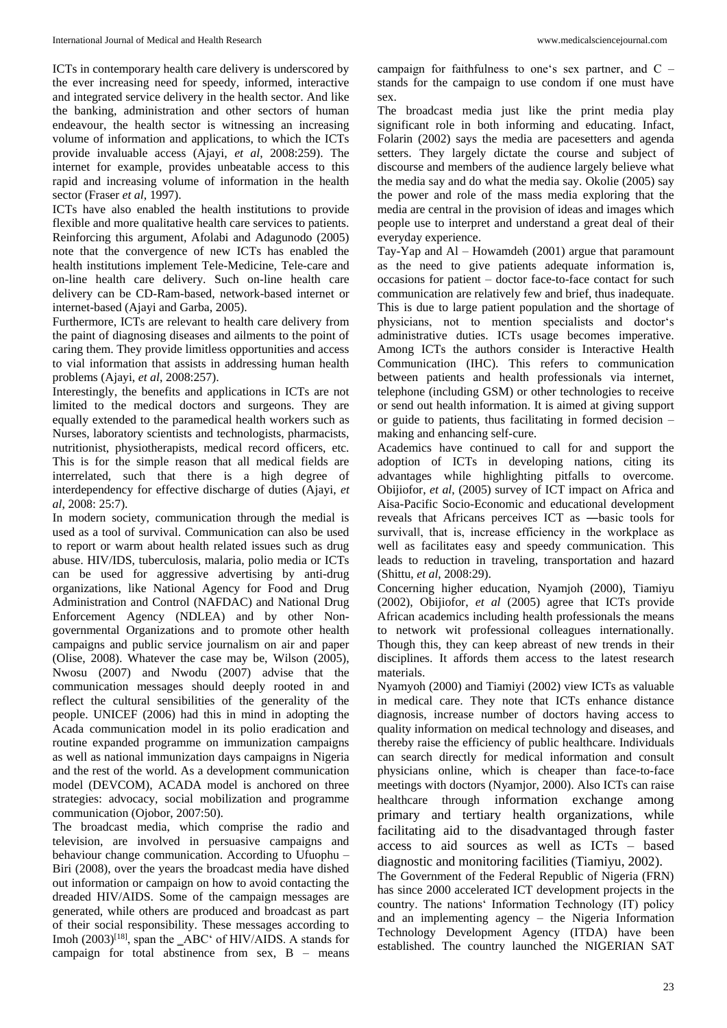ICTs in contemporary health care delivery is underscored by the ever increasing need for speedy, informed, interactive and integrated service delivery in the health sector. And like the banking, administration and other sectors of human endeavour, the health sector is witnessing an increasing volume of information and applications, to which the ICTs provide invaluable access (Ajayi, *et al*, 2008:259). The internet for example, provides unbeatable access to this rapid and increasing volume of information in the health sector (Fraser *et al*, 1997).

ICTs have also enabled the health institutions to provide flexible and more qualitative health care services to patients. Reinforcing this argument, Afolabi and Adagunodo (2005) note that the convergence of new ICTs has enabled the health institutions implement Tele-Medicine, Tele-care and on-line health care delivery. Such on-line health care delivery can be CD-Ram-based, network-based internet or internet-based (Ajayi and Garba, 2005).

Furthermore, ICTs are relevant to health care delivery from the paint of diagnosing diseases and ailments to the point of caring them. They provide limitless opportunities and access to vial information that assists in addressing human health problems (Ajayi, *et al*, 2008:257).

Interestingly, the benefits and applications in ICTs are not limited to the medical doctors and surgeons. They are equally extended to the paramedical health workers such as Nurses, laboratory scientists and technologists, pharmacists, nutritionist, physiotherapists, medical record officers, etc. This is for the simple reason that all medical fields are interrelated, such that there is a high degree of interdependency for effective discharge of duties (Ajayi, *et al*, 2008: 25:7).

In modern society, communication through the medial is used as a tool of survival. Communication can also be used to report or warm about health related issues such as drug abuse. HIV/IDS, tuberculosis, malaria, polio media or ICTs can be used for aggressive advertising by anti-drug organizations, like National Agency for Food and Drug Administration and Control (NAFDAC) and National Drug Enforcement Agency (NDLEA) and by other Non-governmental Organizations and to promote other health campaigns and public service journalism on air and paper (Olise, 2008). Whatever the case may be, Wilson (2005), Nwosu (2007) and Nwodu (2007) advise that the communication messages should deeply rooted in and reflect the cultural sensibilities of the generality of the people. UNICEF (2006) had this in mind in adopting the Acada communication model in its polio eradication and routine expanded programme on immunization campaigns as well as national immunization days campaigns in Nigeria and the rest of the world. As a development communication model (DEVCOM), ACADA model is anchored on three strategies: advocacy, social mobilization and programme communication (Ojobor, 2007:50).

The broadcast media, which comprise the radio and television, are involved in persuasive campaigns and behaviour change communication. According to Ufuophu – Biri (2008), over the years the broadcast media have dished out information or campaign on how to avoid contacting the dreaded HIV/AIDS. Some of the campaign messages are generated, while others are produced and broadcast as part of their social responsibility. These messages according to Imoh (2003)[18], span the ‗ABC‘ of HIV/AIDS. A stands for campaign for total abstinence from sex, B – means campaign for faithfulness to one‘s sex partner, and C – stands for the campaign to use condom if one must have sex.

The broadcast media just like the print media play significant role in both informing and educating. Infact, Folarin (2002) says the media are pacesetters and agenda setters. They largely dictate the course and subject of discourse and members of the audience largely believe what the media say and do what the media say. Okolie (2005) say the power and role of the mass media exploring that the media are central in the provision of ideas and images which people use to interpret and understand a great deal of their everyday experience.

Tay-Yap and Al – Howamdeh (2001) argue that paramount as the need to give patients adequate information is, occasions for patient – doctor face-to-face contact for such communication are relatively few and brief, thus inadequate. This is due to large patient population and the shortage of physicians, not to mention specialists and doctor‘s administrative duties. ICTs usage becomes imperative. Among ICTs the authors consider is Interactive Health Communication (IHC). This refers to communication between patients and health professionals via internet, telephone (including GSM) or other technologies to receive or send out health information. It is aimed at giving support or guide to patients, thus facilitating in formed decision – making and enhancing self-cure.

Academics have continued to call for and support the adoption of ICTs in developing nations, citing its advantages while highlighting pitfalls to overcome. Obijiofor, *et al*, (2005) survey of ICT impact on Africa and Aisa-Pacific Socio-Economic and educational development reveals that Africans perceives ICT as ―basic tools for survival‖, that is, increase efficiency in the workplace as well as facilitates easy and speedy communication. This leads to reduction in traveling, transportation and hazard (Shittu, *et al*, 2008:29).

Concerning higher education, Nyamjoh (2000), Tiamiyu (2002), Obijiofor, *et al* (2005) agree that ICTs provide African academics including health professionals the means to network wit professional colleagues internationally. Though this, they can keep abreast of new trends in their disciplines. It affords them access to the latest research materials.

Nyamyoh (2000) and Tiamiyi (2002) view ICTs as valuable in medical care. They note that ICTs enhance distance diagnosis, increase number of doctors having access to quality information on medical technology and diseases, and thereby raise the efficiency of public healthcare. Individuals can search directly for medical information and consult physicians online, which is cheaper than face-to-face meetings with doctors (Nyamjor, 2000). Also ICTs can raise healthcare through information exchange among primary and tertiary health organizations, while facilitating aid to the disadvantaged through faster access to aid sources as well as ICTs – based diagnostic and monitoring facilities (Tiamiyu, 2002).

The Government of the Federal Republic of Nigeria (FRN) has since 2000 accelerated ICT development projects in the country. The nations‘ Information Technology (IT) policy and an implementing agency – the Nigeria Information Technology Development Agency (ITDA) have been established. The country launched the NIGERIAN SAT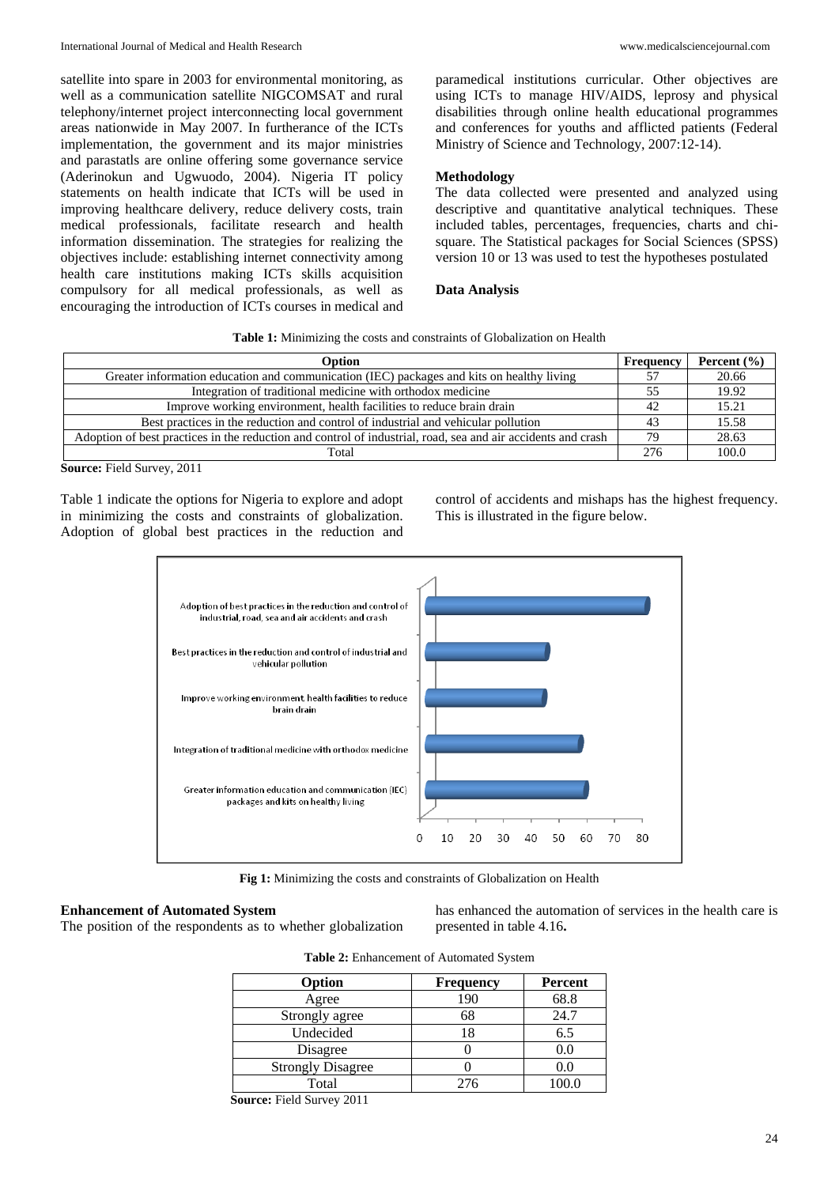satellite into spare in 2003 for environmental monitoring, as well as a communication satellite NIGCOMSAT and rural telephony/internet project interconnecting local government areas nationwide in May 2007. In furtherance of the ICTs implementation, the government and its major ministries and parastatls are online offering some governance service (Aderinokun and Ugwuodo, 2004). Nigeria IT policy statements on health indicate that ICTs will be used in improving healthcare delivery, reduce delivery costs, train medical professionals, facilitate research and health information dissemination. The strategies for realizing the objectives include: establishing internet connectivity among health care institutions making ICTs skills acquisition compulsory for all medical professionals, as well as encouraging the introduction of ICTs courses in medical and paramedical institutions curricular. Other objectives are using ICTs to manage HIV/AIDS, leprosy and physical disabilities through online health educational programmes and conferences for youths and afflicted patients (Federal Ministry of Science and Technology, 2007:12-14).

### Methodology

The data collected were presented and analyzed using descriptive and quantitative analytical techniques. These included tables, percentages, frequencies, charts and chi-square. The Statistical packages for Social Sciences (SPSS) version 10 or 13 was used to test the hypotheses postulated

### Data Analysis

**Table 1:** Minimizing the costs and constraints of Globalization on Health

| Option | Frequency | Percent (%) |
|---|---|---|
| Greater information education and communication (IEC) packages and kits on healthy living | 57 | 20.66 |
| Integration of traditional medicine with orthodox medicine | 55 | 19.92 |
| Improve working environment, health facilities to reduce brain drain | 42 | 15.21 |
| Best practices in the reduction and control of industrial and vehicular pollution | 43 | 15.58 |
| Adoption of best practices in the reduction and control of industrial, road, sea and air accidents and crash | 79 | 28.63 |
| Total | 276 | 100.0 |

**Source:** Field Survey, 2011

Table 1 indicate the options for Nigeria to explore and adopt in minimizing the costs and constraints of globalization. Adoption of global best practices in the reduction and control of accidents and mishaps has the highest frequency. This is illustrated in the figure below.

**Fig 1:** Minimizing the costs and constraints of Globalization on Health

### Enhancement of Automated System

The position of the respondents as to whether globalization has enhanced the automation of services in the health care is presented in table 4.16**.**

**Table 2:** Enhancement of Automated System

| Option | Frequency | Percent |
|---|---|---|
| Agree | 190 | 68.8 |
| Strongly agree | 68 | 24.7 |
| Undecided | 18 | 6.5 |
| Disagree | 0 | 0.0 |
| Strongly Disagree | 0 | 0.0 |
| Total | 276 | 100.0 |

**Source:** Field Survey 2011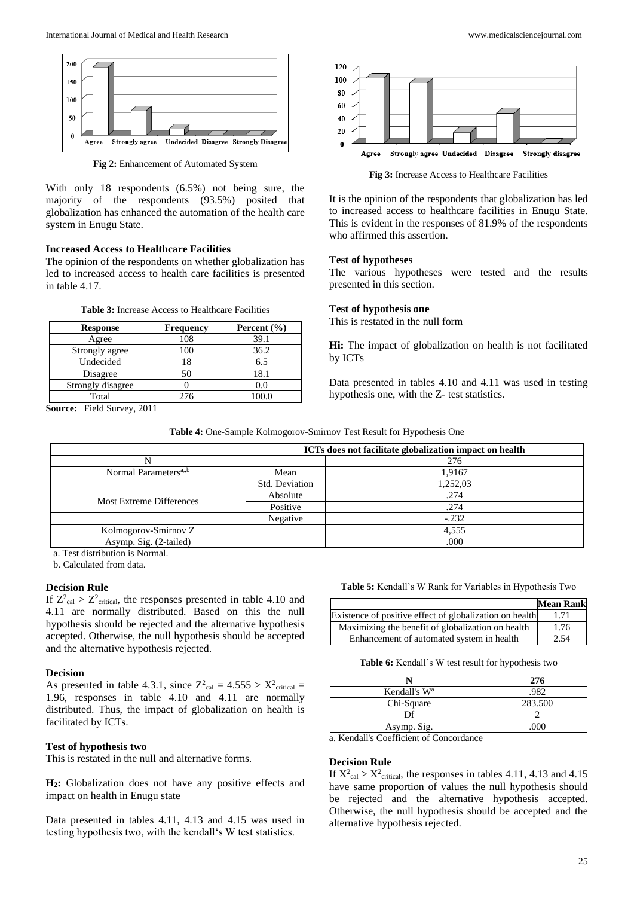Fig 2: Enhancement of Automated System

With only 18 respondents (6.5%) not being sure, the majority of the respondents (93.5%) posited that globalization has enhanced the automation of the health care system in Enugu State.

**Increased Access to Healthcare Facilities**

The opinion of the respondents on whether globalization has led to increased access to health care facilities is presented in table 4.17.

**Table 3:** Increase Access to Healthcare Facilities

| Response | Frequency | Percent (%) |
|---|---|---|
| Agree | 108 | 39.1 |
| Strongly agree | 100 | 36.2 |
| Undecided | 18 | 6.5 |
| Disagree | 50 | 18.1 |
| Strongly disagree | 0 | 0.0 |
| Total | 276 | 100.0 |

**Source:** Field Survey, 2011

Fig 3: Increase Access to Healthcare Facilities

It is the opinion of the respondents that globalization has led to increased access to healthcare facilities in Enugu State. This is evident in the responses of 81.9% of the respondents who affirmed this assertion.

**Test of hypotheses**

The various hypotheses were tested and the results presented in this section.

**Test of hypothesis one**

This is restated in the null form

**Hi:** The impact of globalization on health is not facilitated by ICTs

Data presented in tables 4.10 and 4.11 was used in testing hypothesis one, with the Z- test statistics.

**Table 4:** One-Sample Kolmogorov-Smirnov Test Result for Hypothesis One

| | | ICTs does not facilitate globalization impact on health |
|---|---|---|
| N | | 276 |
| Normal Parameters[a,,b] | Mean | 1,9167 |
| | Std. Deviation | 1,252,03 |
| Most Extreme Differences | Absolute | .274 |
| | Positive | .274 |
| | Negative | -.232 |
| Kolmogorov-Smirnov Z | | 4,555 |
| Asymp. Sig. (2-tailed) | | .000 |

a. Test distribution is Normal.

b. Calculated from data.

**Decision Rule**

If $Z^2_{cal} > Z^2_{critical}$, the responses presented in table 4.10 and 4.11 are normally distributed. Based on this the null hypothesis should be rejected and the alternative hypothesis accepted. Otherwise, the null hypothesis should be accepted and the alternative hypothesis rejected.

**Decision**

As presented in table 4.3.1, since $Z^2_{cal} = 4.555 > X^2_{critical} = 1.96$, responses in table 4.10 and 4.11 are normally distributed. Thus, the impact of globalization on health is facilitated by ICTs.

**Test of hypothesis two**

This is restated in the null and alternative forms.

**H₂:** Globalization does not have any positive effects and impact on health in Enugu state

Data presented in tables 4.11, 4.13 and 4.15 was used in testing hypothesis two, with the kendall's W test statistics.

**Table 5:** Kendall's W Rank for Variables in Hypothesis Two

| | Mean Rank |
|---|---|
| Existence of positive effect of globalization on health | 1.71 |
| Maximizing the benefit of globalization on health | 1.76 |
| Enhancement of automated system in health | 2.54 |

**Table 6:** Kendall's W test result for hypothesis two

| N | 276 |
|---|---|
| Kendall's W[a] | .982 |
| Chi-Square | 283.500 |
| Df | 2 |
| Asymp. Sig. | .000 |

a. Kendall's Coefficient of Concordance

**Decision Rule**

If $X^2_{cal} > X^2_{critical}$, the responses in tables 4.11, 4.13 and 4.15 have same proportion of values the null hypothesis should be rejected and the alternative hypothesis accepted. Otherwise, the null hypothesis should be accepted and the alternative hypothesis rejected.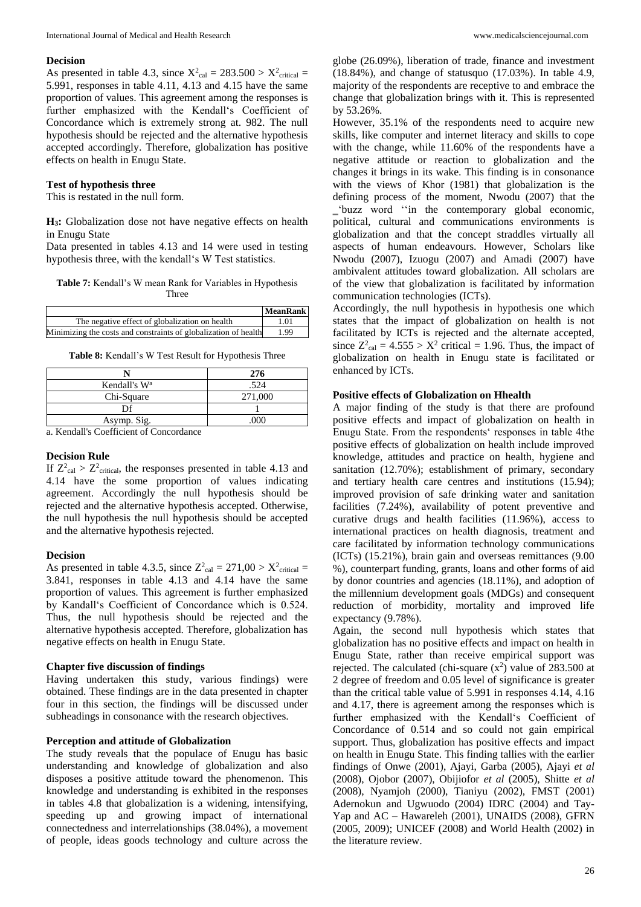### Decision

As presented in table 4.3, since $X^2_{cal} = 283.500 > X^2_{critical} = 5.991$, responses in table 4.11, 4.13 and 4.15 have the same proportion of values. This agreement among the responses is further emphasized with the Kendall's Coefficient of Concordance which is extremely strong at. 982. The null hypothesis should be rejected and the alternative hypothesis accepted accordingly. Therefore, globalization has positive effects on health in Enugu State.

### Test of hypothesis three

This is restated in the null form.

**H₃:** Globalization dose not have negative effects on health in Enugu State

Data presented in tables 4.13 and 14 were used in testing hypothesis three, with the kendall's W Test statistics.

**Table 7:** Kendall's W mean Rank for Variables in Hypothesis Three

| | MeanRank |
|---|---|
| The negative effect of globalization on health | 1.01 |
| Minimizing the costs and constraints of globalization of health | 1.99 |

**Table 8:** Kendall's W Test Result for Hypothesis Three

| N | 276 |
|---|---|
| Kendall's W[a] | .524 |
| Chi-Square | 271,000 |
| Df | 1 |
| Asymp. Sig. | .000 |

a. Kendall's Coefficient of Concordance

### Decision Rule

If $Z^2_{cal} > Z^2_{critical}$, the responses presented in table 4.13 and 4.14 have the some proportion of values indicating agreement. Accordingly the null hypothesis should be rejected and the alternative hypothesis accepted. Otherwise, the null hypothesis the null hypothesis should be accepted and the alternative hypothesis rejected.

### Decision

As presented in table 4.3.5, since $Z^2_{cal} = 271,00 > X^2_{critical} = 3.841$, responses in table 4.13 and 4.14 have the same proportion of values. This agreement is further emphasized by Kandall's Coefficient of Concordance which is 0.524. Thus, the null hypothesis should be rejected and the alternative hypothesis accepted. Therefore, globalization has negative effects on health in Enugu State.

### Chapter five discussion of findings

Having undertaken this study, various findings) were obtained. These findings are in the data presented in chapter four in this section, the findings will be discussed under subheadings in consonance with the research objectives.

### Perception and attitude of Globalization

The study reveals that the populace of Enugu has basic understanding and knowledge of globalization and also disposes a positive attitude toward the phenomenon. This knowledge and understanding is exhibited in the responses in tables 4.8 that globalization is a widening, intensifying, speeding up and growing impact of international connectedness and interrelationships (38.04%), a movement of people, ideas goods technology and culture across the globe (26.09%), liberation of trade, finance and investment (18.84%), and change of statusquo (17.03%). In table 4.9, majority of the respondents are receptive to and embrace the change that globalization brings with it. This is represented by 53.26%.

However, 35.1% of the respondents need to acquire new skills, like computer and internet literacy and skills to cope with the change, while 11.60% of the respondents have a negative attitude or reaction to globalization and the changes it brings in its wake. This finding is in consonance with the views of Khor (1981) that globalization is the defining process of the moment, Nwodu (2007) that the ‗buzz word ''in the contemporary global economic, political, cultural and communications environments is globalization and that the concept straddles virtually all aspects of human endeavours. However, Scholars like Nwodu (2007), Izuogu (2007) and Amadi (2007) have ambivalent attitudes toward globalization. All scholars are of the view that globalization is facilitated by information communication technologies (ICTs).

Accordingly, the null hypothesis in hypothesis one which states that the impact of globalization on health is not facilitated by ICTs is rejected and the alternate accepted, since $Z^2_{cal} = 4.555 > X^2$ critical = 1.96. Thus, the impact of globalization on health in Enugu state is facilitated or enhanced by ICTs.

### Positive effects of Globalization on Hhealth

A major finding of the study is that there are profound positive effects and impact of globalization on health in Enugu State. From the respondents' responses in table 4the positive effects of globalization on health include improved knowledge, attitudes and practice on health, hygiene and sanitation (12.70%); establishment of primary, secondary and tertiary health care centres and institutions (15.94); improved provision of safe drinking water and sanitation facilities (7.24%), availability of potent preventive and curative drugs and health facilities (11.96%), access to international practices on health diagnosis, treatment and care facilitated by information technology communications (ICTs) (15.21%), brain gain and overseas remittances (9.00 %), counterpart funding, grants, loans and other forms of aid by donor countries and agencies (18.11%), and adoption of the millennium development goals (MDGs) and consequent reduction of morbidity, mortality and improved life expectancy (9.78%).

Again, the second null hypothesis which states that globalization has no positive effects and impact on health in Enugu State, rather than receive empirical support was rejected. The calculated (chi-square ($x^2$) value of 283.500 at 2 degree of freedom and 0.05 level of significance is greater than the critical table value of 5.991 in responses 4.14, 4.16 and 4.17, there is agreement among the responses which is further emphasized with the Kendall's Coefficient of Concordance of 0.514 and so could not gain empirical support. Thus, globalization has positive effects and impact on health in Enugu State. This finding tallies with the earlier findings of Onwe (2001), Ajayi, Garba (2005), Ajayi *et al* (2008), Ojobor (2007), Obijiofor *et al* (2005), Shitte *et al* (2008), Nyamjoh (2000), Tianiyu (2002), FMST (2001) Adernokun and Ugwuodo (2004) IDRC (2004) and Tay-Yap and AC – Hawareleh (2001), UNAIDS (2008), GFRN (2005, 2009); UNICEF (2008) and World Health (2002) in the literature review.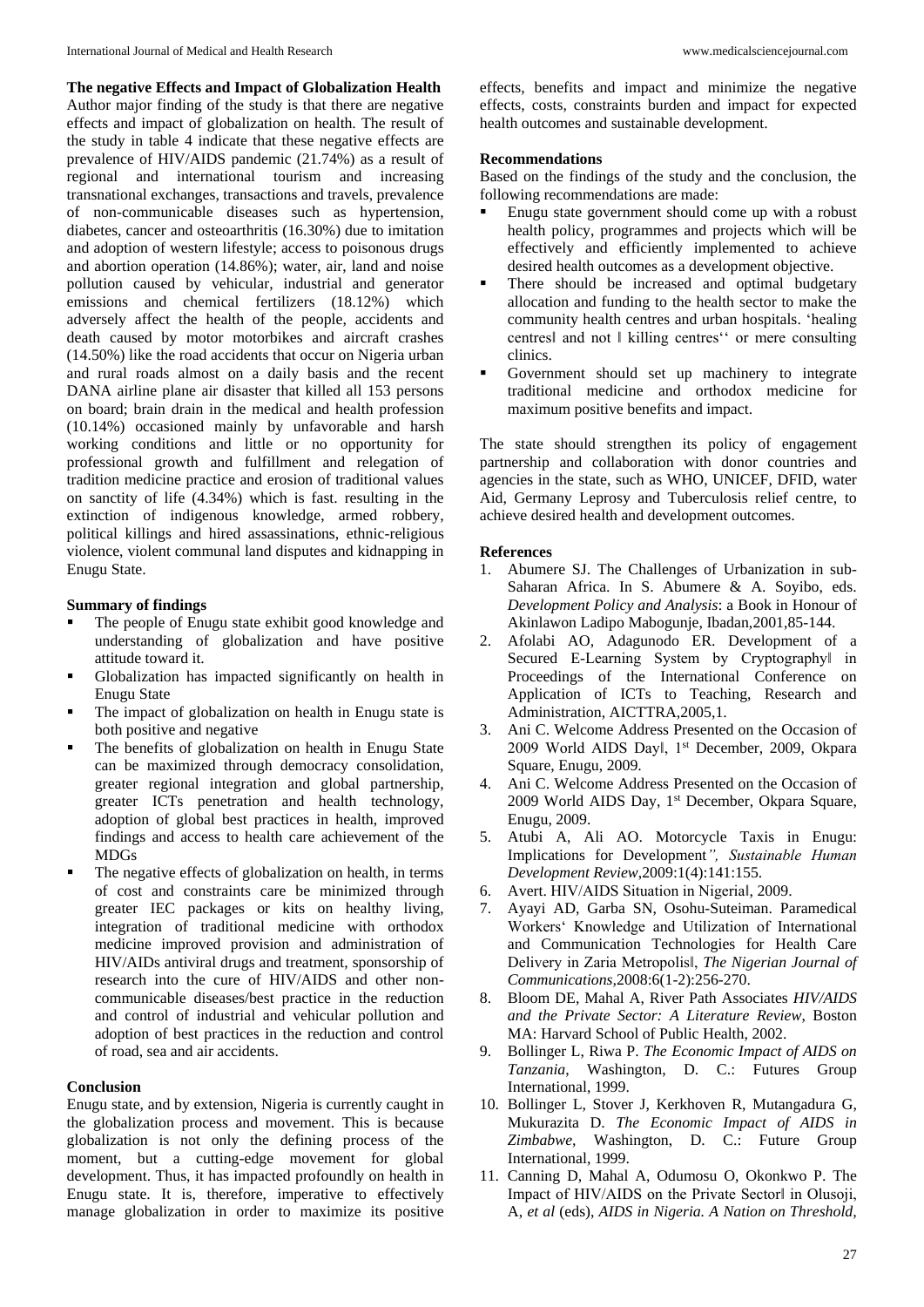### The negative Effects and Impact of Globalization Health

Author major finding of the study is that there are negative effects and impact of globalization on health. The result of the study in table 4 indicate that these negative effects are prevalence of HIV/AIDS pandemic (21.74%) as a result of regional and international tourism and increasing transnational exchanges, transactions and travels, prevalence of non-communicable diseases such as hypertension, diabetes, cancer and osteoarthritis (16.30%) due to imitation and adoption of western lifestyle; access to poisonous drugs and abortion operation (14.86%); water, air, land and noise pollution caused by vehicular, industrial and generator emissions and chemical fertilizers (18.12%) which adversely affect the health of the people, accidents and death caused by motor motorbikes and aircraft crashes (14.50%) like the road accidents that occur on Nigeria urban and rural roads almost on a daily basis and the recent DANA airline plane air disaster that killed all 153 persons on board; brain drain in the medical and health profession (10.14%) occasioned mainly by unfavorable and harsh working conditions and little or no opportunity for professional growth and fulfillment and relegation of tradition medicine practice and erosion of traditional values on sanctity of life (4.34%) which is fast. resulting in the extinction of indigenous knowledge, armed robbery, political killings and hired assassinations, ethnic-religious violence, violent communal land disputes and kidnapping in Enugu State.

### Summary of findings

- The people of Enugu state exhibit good knowledge and understanding of globalization and have positive attitude toward it.
- Globalization has impacted significantly on health in Enugu State
- The impact of globalization on health in Enugu state is both positive and negative
- The benefits of globalization on health in Enugu State can be maximized through democracy consolidation, greater regional integration and global partnership, greater ICTs penetration and health technology, adoption of global best practices in health, improved findings and access to health care achievement of the MDGs
- The negative effects of globalization on health, in terms of cost and constraints care be minimized through greater IEC packages or kits on healthy living, integration of traditional medicine with orthodox medicine improved provision and administration of HIV/AIDs antiviral drugs and treatment, sponsorship of research into the cure of HIV/AIDS and other non-communicable diseases/best practice in the reduction and control of industrial and vehicular pollution and adoption of best practices in the reduction and control of road, sea and air accidents.

### Conclusion

Enugu state, and by extension, Nigeria is currently caught in the globalization process and movement. This is because globalization is not only the defining process of the moment, but a cutting-edge movement for global development. Thus, it has impacted profoundly on health in Enugu state. It is, therefore, imperative to effectively manage globalization in order to maximize its positive effects, benefits and impact and minimize the negative effects, costs, constraints burden and impact for expected health outcomes and sustainable development.

### Recommendations

Based on the findings of the study and the conclusion, the following recommendations are made:

- Enugu state government should come up with a robust health policy, programmes and projects which will be effectively and efficiently implemented to achieve desired health outcomes as a development objective.
- There should be increased and optimal budgetary allocation and funding to the health sector to make the community health centres and urban hospitals. 'healing centres‖ and not ‖ killing centres'' or mere consulting clinics.
- Government should set up machinery to integrate traditional medicine and orthodox medicine for maximum positive benefits and impact.

The state should strengthen its policy of engagement partnership and collaboration with donor countries and agencies in the state, such as WHO, UNICEF, DFID, water Aid, Germany Leprosy and Tuberculosis relief centre, to achieve desired health and development outcomes.

### References

1. Abumere SJ. The Challenges of Urbanization in sub-Saharan Africa. In S. Abumere & A. Soyibo, eds. *Development Policy and Analysis*: a Book in Honour of Akinlawon Ladipo Mabogunje, Ibadan,2001,85-144.
2. Afolabi AO, Adagunodo ER. Development of a Secured E-Learning System by Cryptography‖ in Proceedings of the International Conference on Application of ICTs to Teaching, Research and Administration, AICTTRA,2005,1.
3. Ani C. Welcome Address Presented on the Occasion of 2009 World AIDS Day‖, 1st December, 2009, Okpara Square, Enugu, 2009.
4. Ani C. Welcome Address Presented on the Occasion of 2009 World AIDS Day, 1st December, Okpara Square, Enugu, 2009.
5. Atubi A, Ali AO. Motorcycle Taxis in Enugu: Implications for Development*", Sustainable Human Development Review*,2009:1(4):141:155.
6. Avert. HIV/AIDS Situation in Nigeria‖, 2009.
7. Ayayi AD, Garba SN, Osohu-Suteiman. Paramedical Workers' Knowledge and Utilization of International and Communication Technologies for Health Care Delivery in Zaria Metropolis‖, *The Nigerian Journal of Communications*,2008:6(1-2):256-270.
8. Bloom DE, Mahal A, River Path Associates *HIV/AIDS and the Private Sector: A Literature Review*, Boston MA: Harvard School of Public Health, 2002.
9. Bollinger L, Riwa P. *The Economic Impact of AIDS on Tanzania*, Washington, D. C.: Futures Group International, 1999.
10. Bollinger L, Stover J, Kerkhoven R, Mutangadura G, Mukurazita D. *The Economic Impact of AIDS in Zimbabwe*, Washington, D. C.: Future Group International, 1999.
11. Canning D, Mahal A, Odumosu O, Okonkwo P. The Impact of HIV/AIDS on the Private Sector‖ in Olusoji, A, *et al* (eds), *AIDS in Nigeria. A Nation on Threshold,*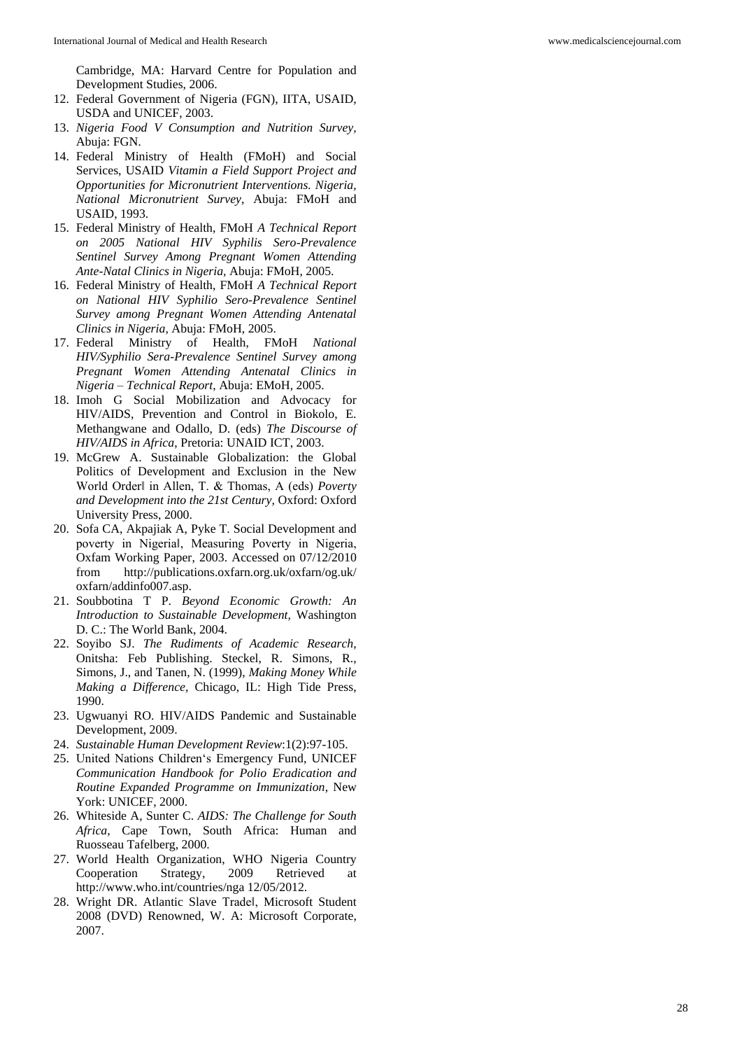Cambridge, MA: Harvard Centre for Population and Development Studies, 2006.

12. Federal Government of Nigeria (FGN), IITA, USAID, USDA and UNICEF, 2003.
13. *Nigeria Food V Consumption and Nutrition Survey,* Abuja: FGN.
14. Federal Ministry of Health (FMoH) and Social Services, USAID *Vitamin a Field Support Project and Opportunities for Micronutrient Interventions. Nigeria, National Micronutrient Survey*, Abuja: FMoH and USAID, 1993.
15. Federal Ministry of Health, FMoH *A Technical Report on 2005 National HIV Syphilis Sero-Prevalence Sentinel Survey Among Pregnant Women Attending Ante-Natal Clinics in Nigeria,* Abuja: FMoH, 2005.
16. Federal Ministry of Health, FMoH *A Technical Report on National HIV Syphilio Sero-Prevalence Sentinel Survey among Pregnant Women Attending Antenatal Clinics in Nigeria,* Abuja: FMoH, 2005.
17. Federal Ministry of Health, FMoH *National HIV/Syphilio Sera-Prevalence Sentinel Survey among Pregnant Women Attending Antenatal Clinics in Nigeria – Technical Report*, Abuja: EMoH, 2005.
18. Imoh G Social Mobilization and Advocacy for HIV/AIDS, Prevention and Control in Biokolo, E. Methangwane and Odallo, D. (eds) *The Discourse of HIV/AIDS in Africa,* Pretoria: UNAID ICT, 2003.
19. McGrew A. Sustainable Globalization: the Global Politics of Development and Exclusion in the New World Order‖ in Allen, T. & Thomas, A (eds) *Poverty and Development into the 21st Century,* Oxford: Oxford University Press, 2000.
20. Sofa CA, Akpajiak A, Pyke T. Social Development and poverty in Nigeria‖, Measuring Poverty in Nigeria, Oxfam Working Paper, 2003. Accessed on 07/12/2010 from http://publications.oxfarn.org.uk/oxfarn/og.uk/oxfarn/addinfo007.asp.
21. Soubbotina T P. *Beyond Economic Growth: An Introduction to Sustainable Development,* Washington D. C.: The World Bank, 2004.
22. Soyibo SJ. *The Rudiments of Academic Research,* Onitsha: Feb Publishing. Steckel, R. Simons, R., Simons, J., and Tanen, N. (1999), *Making Money While Making a Difference,* Chicago, IL: High Tide Press, 1990.
23. Ugwuanyi RO. HIV/AIDS Pandemic and Sustainable Development, 2009.
24. *Sustainable Human Development Review*:1(2):97-105.
25. United Nations Children's Emergency Fund, UNICEF *Communication Handbook for Polio Eradication and Routine Expanded Programme on Immunization*, New York: UNICEF, 2000.
26. Whiteside A, Sunter C. *AIDS: The Challenge for South Africa,* Cape Town, South Africa: Human and Ruosseau Tafelberg, 2000.
27. World Health Organization, WHO Nigeria Country Cooperation Strategy, 2009 Retrieved at http://www.who.int/countries/nga 12/05/2012.
28. Wright DR. Atlantic Slave Trade‖, Microsoft Student 2008 (DVD) Renowned, W. A: Microsoft Corporate, 2007.